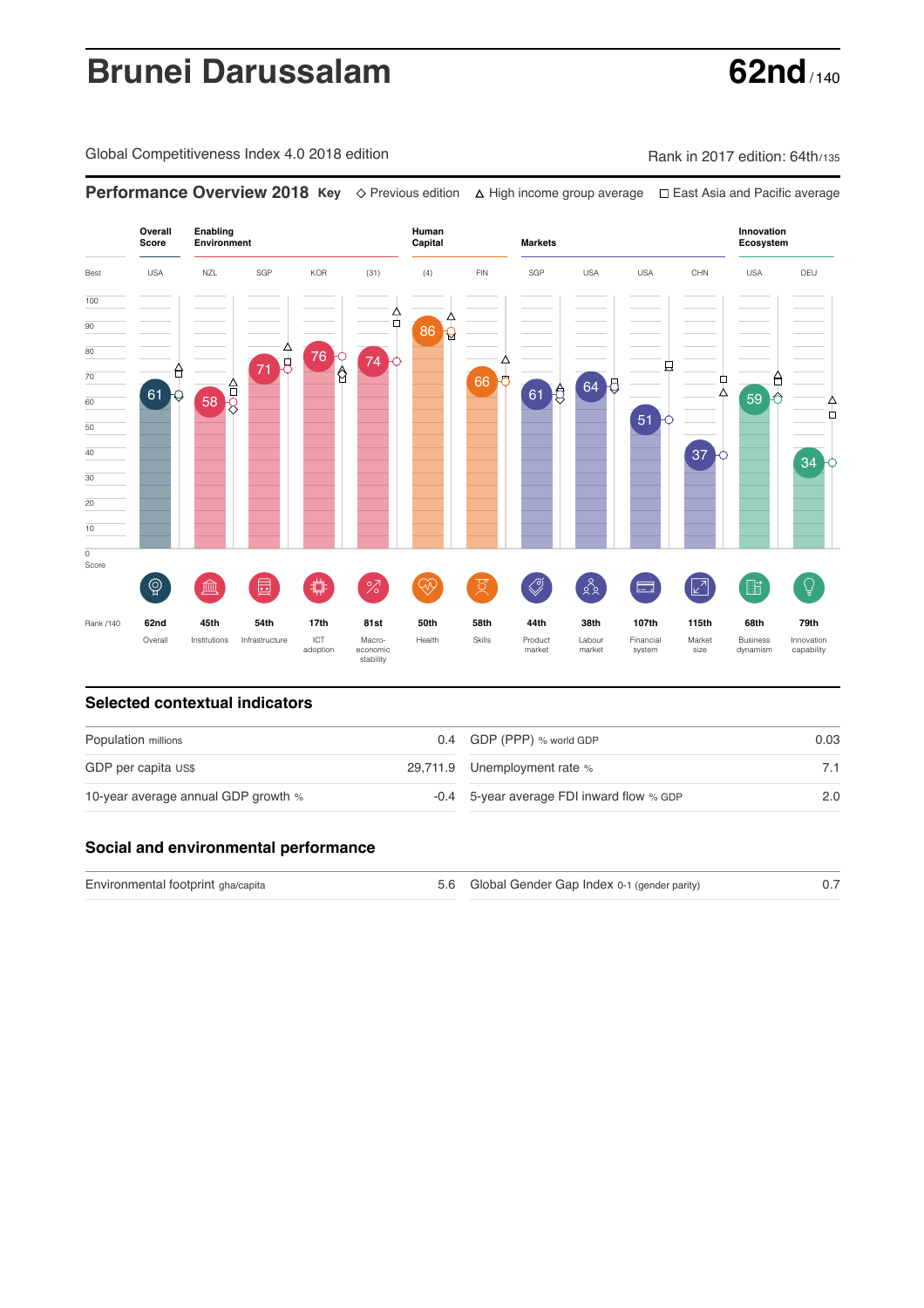# Brunei Darussalam

**62nd** / 140

Global Competitiveness Index 4.0 2018 edition

Rank in 2017 edition: 64th/135

## Performance Overview 2018

**Key** ◇ Previous edition △ High income group average □ East Asia and Pacific average

| | Overall Score | Enabling Environment | | | | Human Capital | | Markets | | | | Innovation Ecosystem | |
|---|---|---|---|---|---|---|---|---|---|---|---|---|---|
| Best | USA | NZL | SGP | KOR | (31) | (4) | FIN | SGP | USA | USA | CHN | USA | DEU |
| Score | 61 | 58 | 71 | 76 | 74 | 86 | 66 | 61 | 64 | 51 | 37 | 59 | 34 |
| Rank /140 | 62nd | 45th | 54th | 17th | 81st | 50th | 58th | 44th | 38th | 107th | 115th | 68th | 79th |
| | Overall | Institutions | Infrastructure | ICT adoption | Macro-economic stability | Health | Skills | Product market | Labour market | Financial system | Market size | Business dynamism | Innovation capability |

## Selected contextual indicators

| | | | |
|---|---|---|---|
| Population millions | 0.4 | GDP (PPP) % world GDP | 0.03 |
| GDP per capita US$ | 29,711.9 | Unemployment rate % | 7.1 |
| 10-year average annual GDP growth % | -0.4 | 5-year average FDI inward flow % GDP | 2.0 |

## Social and environmental performance

| | | | |
|---|---|---|---|
| Environmental footprint gha/capita | 5.6 | Global Gender Gap Index 0-1 (gender parity) | 0.7 |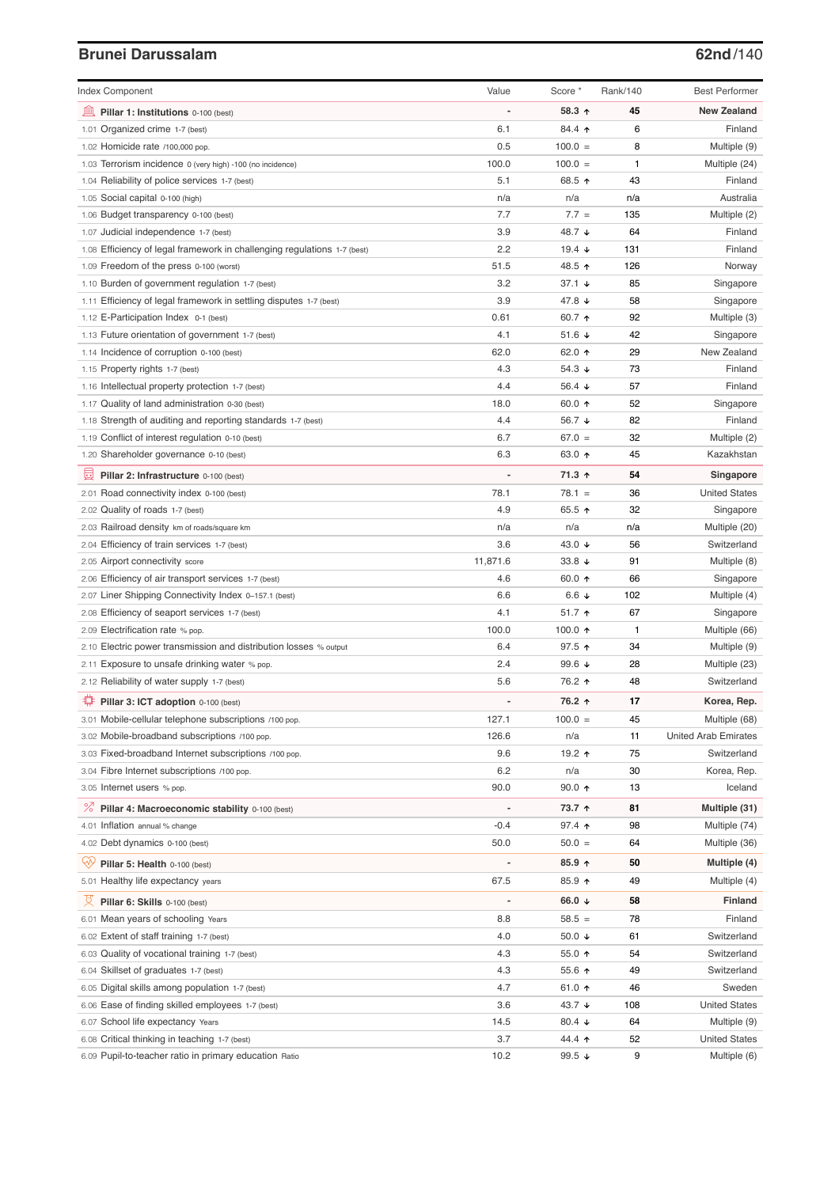## Brunei Darussalam

**62nd**/140

| Index Component | Value | Score * | Rank/140 | Best Performer |
|---|---|---|---|---|
| **Pillar 1: Institutions** 0-100 (best) | - | **58.3 ↑** | **45** | **New Zealand** |
| 1.01 Organized crime 1-7 (best) | 6.1 | 84.4 ↑ | 6 | Finland |
| 1.02 Homicide rate /100,000 pop. | 0.5 | 100.0 = | 8 | Multiple (9) |
| 1.03 Terrorism incidence 0 (very high) -100 (no incidence) | 100.0 | 100.0 = | 1 | Multiple (24) |
| 1.04 Reliability of police services 1-7 (best) | 5.1 | 68.5 ↑ | 43 | Finland |
| 1.05 Social capital 0-100 (high) | n/a | n/a | n/a | Australia |
| 1.06 Budget transparency 0-100 (best) | 7.7 | 7.7 = | 135 | Multiple (2) |
| 1.07 Judicial independence 1-7 (best) | 3.9 | 48.7 ↓ | 64 | Finland |
| 1.08 Efficiency of legal framework in challenging regulations 1-7 (best) | 2.2 | 19.4 ↓ | 131 | Finland |
| 1.09 Freedom of the press 0-100 (worst) | 51.5 | 48.5 ↑ | 126 | Norway |
| 1.10 Burden of government regulation 1-7 (best) | 3.2 | 37.1 ↓ | 85 | Singapore |
| 1.11 Efficiency of legal framework in settling disputes 1-7 (best) | 3.9 | 47.8 ↓ | 58 | Singapore |
| 1.12 E-Participation Index 0-1 (best) | 0.61 | 60.7 ↑ | 92 | Multiple (3) |
| 1.13 Future orientation of government 1-7 (best) | 4.1 | 51.6 ↓ | 42 | Singapore |
| 1.14 Incidence of corruption 0-100 (best) | 62.0 | 62.0 ↑ | 29 | New Zealand |
| 1.15 Property rights 1-7 (best) | 4.3 | 54.3 ↓ | 73 | Finland |
| 1.16 Intellectual property protection 1-7 (best) | 4.4 | 56.4 ↓ | 57 | Finland |
| 1.17 Quality of land administration 0-30 (best) | 18.0 | 60.0 ↑ | 52 | Singapore |
| 1.18 Strength of auditing and reporting standards 1-7 (best) | 4.4 | 56.7 ↓ | 82 | Finland |
| 1.19 Conflict of interest regulation 0-10 (best) | 6.7 | 67.0 = | 32 | Multiple (2) |
| 1.20 Shareholder governance 0-10 (best) | 6.3 | 63.0 ↑ | 45 | Kazakhstan |
| **Pillar 2: Infrastructure** 0-100 (best) | - | **71.3 ↑** | **54** | **Singapore** |
| 2.01 Road connectivity index 0-100 (best) | 78.1 | 78.1 = | 36 | United States |
| 2.02 Quality of roads 1-7 (best) | 4.9 | 65.5 ↑ | 32 | Singapore |
| 2.03 Railroad density km of roads/square km | n/a | n/a | n/a | Multiple (20) |
| 2.04 Efficiency of train services 1-7 (best) | 3.6 | 43.0 ↓ | 56 | Switzerland |
| 2.05 Airport connectivity score | 11,871.6 | 33.8 ↓ | 91 | Multiple (8) |
| 2.06 Efficiency of air transport services 1-7 (best) | 4.6 | 60.0 ↑ | 66 | Singapore |
| 2.07 Liner Shipping Connectivity Index 0–157.1 (best) | 6.6 | 6.6 ↓ | 102 | Multiple (4) |
| 2.08 Efficiency of seaport services 1-7 (best) | 4.1 | 51.7 ↑ | 67 | Singapore |
| 2.09 Electrification rate % pop. | 100.0 | 100.0 ↑ | 1 | Multiple (66) |
| 2.10 Electric power transmission and distribution losses % output | 6.4 | 97.5 ↑ | 34 | Multiple (9) |
| 2.11 Exposure to unsafe drinking water % pop. | 2.4 | 99.6 ↓ | 28 | Multiple (23) |
| 2.12 Reliability of water supply 1-7 (best) | 5.6 | 76.2 ↑ | 48 | Switzerland |
| **Pillar 3: ICT adoption** 0-100 (best) | - | **76.2 ↑** | **17** | **Korea, Rep.** |
| 3.01 Mobile-cellular telephone subscriptions /100 pop. | 127.1 | 100.0 = | 45 | Multiple (68) |
| 3.02 Mobile-broadband subscriptions /100 pop. | 126.6 | n/a | 11 | United Arab Emirates |
| 3.03 Fixed-broadband Internet subscriptions /100 pop. | 9.6 | 19.2 ↑ | 75 | Switzerland |
| 3.04 Fibre Internet subscriptions /100 pop. | 6.2 | n/a | 30 | Korea, Rep. |
| 3.05 Internet users % pop. | 90.0 | 90.0 ↑ | 13 | Iceland |
| **Pillar 4: Macroeconomic stability** 0-100 (best) | - | **73.7 ↑** | **81** | **Multiple (31)** |
| 4.01 Inflation annual % change | -0.4 | 97.4 ↑ | 98 | Multiple (74) |
| 4.02 Debt dynamics 0-100 (best) | 50.0 | 50.0 = | 64 | Multiple (36) |
| **Pillar 5: Health** 0-100 (best) | - | **85.9 ↑** | **50** | **Multiple (4)** |
| 5.01 Healthy life expectancy years | 67.5 | 85.9 ↑ | 49 | Multiple (4) |
| **Pillar 6: Skills** 0-100 (best) | - | **66.0 ↓** | **58** | **Finland** |
| 6.01 Mean years of schooling Years | 8.8 | 58.5 = | 78 | Finland |
| 6.02 Extent of staff training 1-7 (best) | 4.0 | 50.0 ↓ | 61 | Switzerland |
| 6.03 Quality of vocational training 1-7 (best) | 4.3 | 55.0 ↑ | 54 | Switzerland |
| 6.04 Skillset of graduates 1-7 (best) | 4.3 | 55.6 ↑ | 49 | Switzerland |
| 6.05 Digital skills among population 1-7 (best) | 4.7 | 61.0 ↑ | 46 | Sweden |
| 6.06 Ease of finding skilled employees 1-7 (best) | 3.6 | 43.7 ↓ | 108 | United States |
| 6.07 School life expectancy Years | 14.5 | 80.4 ↓ | 64 | Multiple (9) |
| 6.08 Critical thinking in teaching 1-7 (best) | 3.7 | 44.4 ↑ | 52 | United States |
| 6.09 Pupil-to-teacher ratio in primary education Ratio | 10.2 | 99.5 ↓ | 9 | Multiple (6) |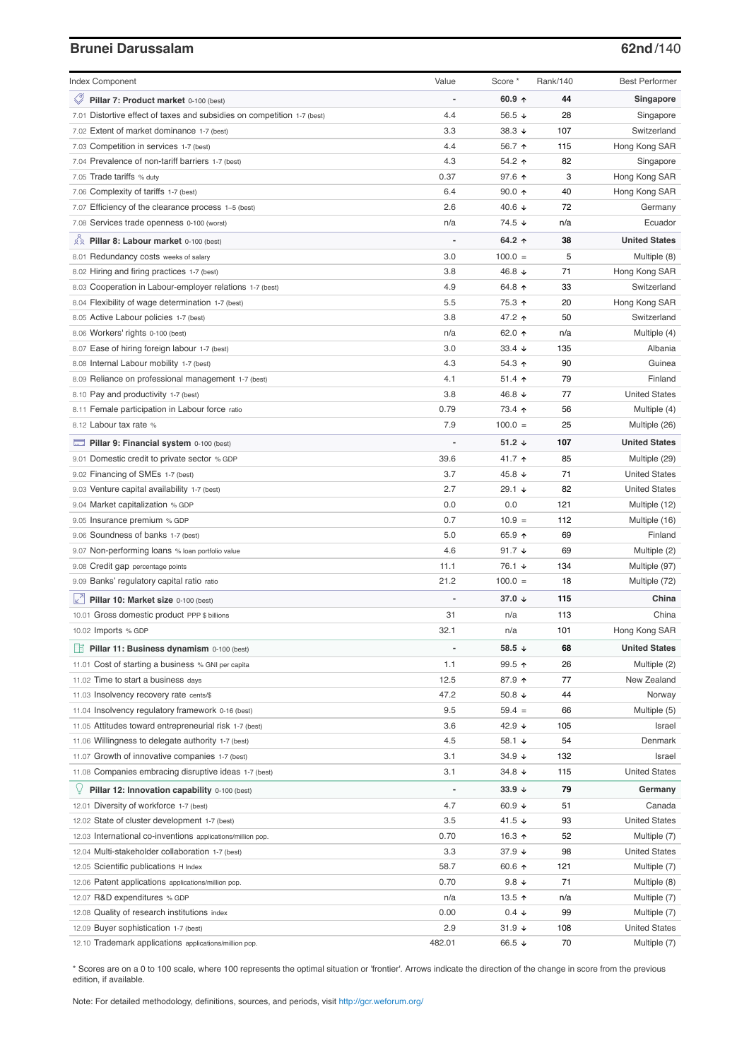## Brunei Darussalam

**62nd**/140

| Index Component | Value | Score * | Rank/140 | Best Performer |
|---|---|---|---|---|
| **Pillar 7: Product market** 0-100 (best) | - | **60.9 ↑** | **44** | **Singapore** |
| 7.01 Distortive effect of taxes and subsidies on competition 1-7 (best) | 4.4 | 56.5 ↓ | 28 | Singapore |
| 7.02 Extent of market dominance 1-7 (best) | 3.3 | 38.3 ↓ | 107 | Switzerland |
| 7.03 Competition in services 1-7 (best) | 4.4 | 56.7 ↑ | 115 | Hong Kong SAR |
| 7.04 Prevalence of non-tariff barriers 1-7 (best) | 4.3 | 54.2 ↑ | 82 | Singapore |
| 7.05 Trade tariffs % duty | 0.37 | 97.6 ↑ | 3 | Hong Kong SAR |
| 7.06 Complexity of tariffs 1-7 (best) | 6.4 | 90.0 ↑ | 40 | Hong Kong SAR |
| 7.07 Efficiency of the clearance process 1–5 (best) | 2.6 | 40.6 ↓ | 72 | Germany |
| 7.08 Services trade openness 0-100 (worst) | n/a | 74.5 ↓ | n/a | Ecuador |
| **Pillar 8: Labour market** 0-100 (best) | - | **64.2 ↑** | **38** | **United States** |
| 8.01 Redundancy costs weeks of salary | 3.0 | 100.0 = | 5 | Multiple (8) |
| 8.02 Hiring and firing practices 1-7 (best) | 3.8 | 46.8 ↓ | 71 | Hong Kong SAR |
| 8.03 Cooperation in Labour-employer relations 1-7 (best) | 4.9 | 64.8 ↑ | 33 | Switzerland |
| 8.04 Flexibility of wage determination 1-7 (best) | 5.5 | 75.3 ↑ | 20 | Hong Kong SAR |
| 8.05 Active Labour policies 1-7 (best) | 3.8 | 47.2 ↑ | 50 | Switzerland |
| 8.06 Workers' rights 0-100 (best) | n/a | 62.0 ↑ | n/a | Multiple (4) |
| 8.07 Ease of hiring foreign labour 1-7 (best) | 3.0 | 33.4 ↓ | 135 | Albania |
| 8.08 Internal Labour mobility 1-7 (best) | 4.3 | 54.3 ↑ | 90 | Guinea |
| 8.09 Reliance on professional management 1-7 (best) | 4.1 | 51.4 ↑ | 79 | Finland |
| 8.10 Pay and productivity 1-7 (best) | 3.8 | 46.8 ↓ | 77 | United States |
| 8.11 Female participation in Labour force ratio | 0.79 | 73.4 ↑ | 56 | Multiple (4) |
| 8.12 Labour tax rate % | 7.9 | 100.0 = | 25 | Multiple (26) |
| **Pillar 9: Financial system** 0-100 (best) | - | **51.2 ↓** | **107** | **United States** |
| 9.01 Domestic credit to private sector % GDP | 39.6 | 41.7 ↑ | 85 | Multiple (29) |
| 9.02 Financing of SMEs 1-7 (best) | 3.7 | 45.8 ↓ | 71 | United States |
| 9.03 Venture capital availability 1-7 (best) | 2.7 | 29.1 ↓ | 82 | United States |
| 9.04 Market capitalization % GDP | 0.0 | 0.0 | 121 | Multiple (12) |
| 9.05 Insurance premium % GDP | 0.7 | 10.9 = | 112 | Multiple (16) |
| 9.06 Soundness of banks 1-7 (best) | 5.0 | 65.9 ↑ | 69 | Finland |
| 9.07 Non-performing loans % loan portfolio value | 4.6 | 91.7 ↓ | 69 | Multiple (2) |
| 9.08 Credit gap percentage points | 11.1 | 76.1 ↓ | 134 | Multiple (97) |
| 9.09 Banks' regulatory capital ratio ratio | 21.2 | 100.0 = | 18 | Multiple (72) |
| **Pillar 10: Market size** 0-100 (best) | - | **37.0 ↓** | **115** | **China** |
| 10.01 Gross domestic product PPP $ billions | 31 | n/a | 113 | China |
| 10.02 Imports % GDP | 32.1 | n/a | 101 | Hong Kong SAR |
| **Pillar 11: Business dynamism** 0-100 (best) | - | **58.5 ↓** | **68** | **United States** |
| 11.01 Cost of starting a business % GNI per capita | 1.1 | 99.5 ↑ | 26 | Multiple (2) |
| 11.02 Time to start a business days | 12.5 | 87.9 ↑ | 77 | New Zealand |
| 11.03 Insolvency recovery rate cents/$ | 47.2 | 50.8 ↓ | 44 | Norway |
| 11.04 Insolvency regulatory framework 0-16 (best) | 9.5 | 59.4 = | 66 | Multiple (5) |
| 11.05 Attitudes toward entrepreneurial risk 1-7 (best) | 3.6 | 42.9 ↓ | 105 | Israel |
| 11.06 Willingness to delegate authority 1-7 (best) | 4.5 | 58.1 ↓ | 54 | Denmark |
| 11.07 Growth of innovative companies 1-7 (best) | 3.1 | 34.9 ↓ | 132 | Israel |
| 11.08 Companies embracing disruptive ideas 1-7 (best) | 3.1 | 34.8 ↓ | 115 | United States |
| **Pillar 12: Innovation capability** 0-100 (best) | - | **33.9 ↓** | **79** | **Germany** |
| 12.01 Diversity of workforce 1-7 (best) | 4.7 | 60.9 ↓ | 51 | Canada |
| 12.02 State of cluster development 1-7 (best) | 3.5 | 41.5 ↓ | 93 | United States |
| 12.03 International co-inventions applications/million pop. | 0.70 | 16.3 ↑ | 52 | Multiple (7) |
| 12.04 Multi-stakeholder collaboration 1-7 (best) | 3.3 | 37.9 ↓ | 98 | United States |
| 12.05 Scientific publications H Index | 58.7 | 60.6 ↑ | 121 | Multiple (7) |
| 12.06 Patent applications applications/million pop. | 0.70 | 9.8 ↓ | 71 | Multiple (8) |
| 12.07 R&D expenditures % GDP | n/a | 13.5 ↑ | n/a | Multiple (7) |
| 12.08 Quality of research institutions index | 0.00 | 0.4 ↓ | 99 | Multiple (7) |
| 12.09 Buyer sophistication 1-7 (best) | 2.9 | 31.9 ↓ | 108 | United States |
| 12.10 Trademark applications applications/million pop. | 482.01 | 66.5 ↓ | 70 | Multiple (7) |

* Scores are on a 0 to 100 scale, where 100 represents the optimal situation or 'frontier'. Arrows indicate the direction of the change in score from the previous edition, if available.

Note: For detailed methodology, definitions, sources, and periods, visit http://gcr.weforum.org/